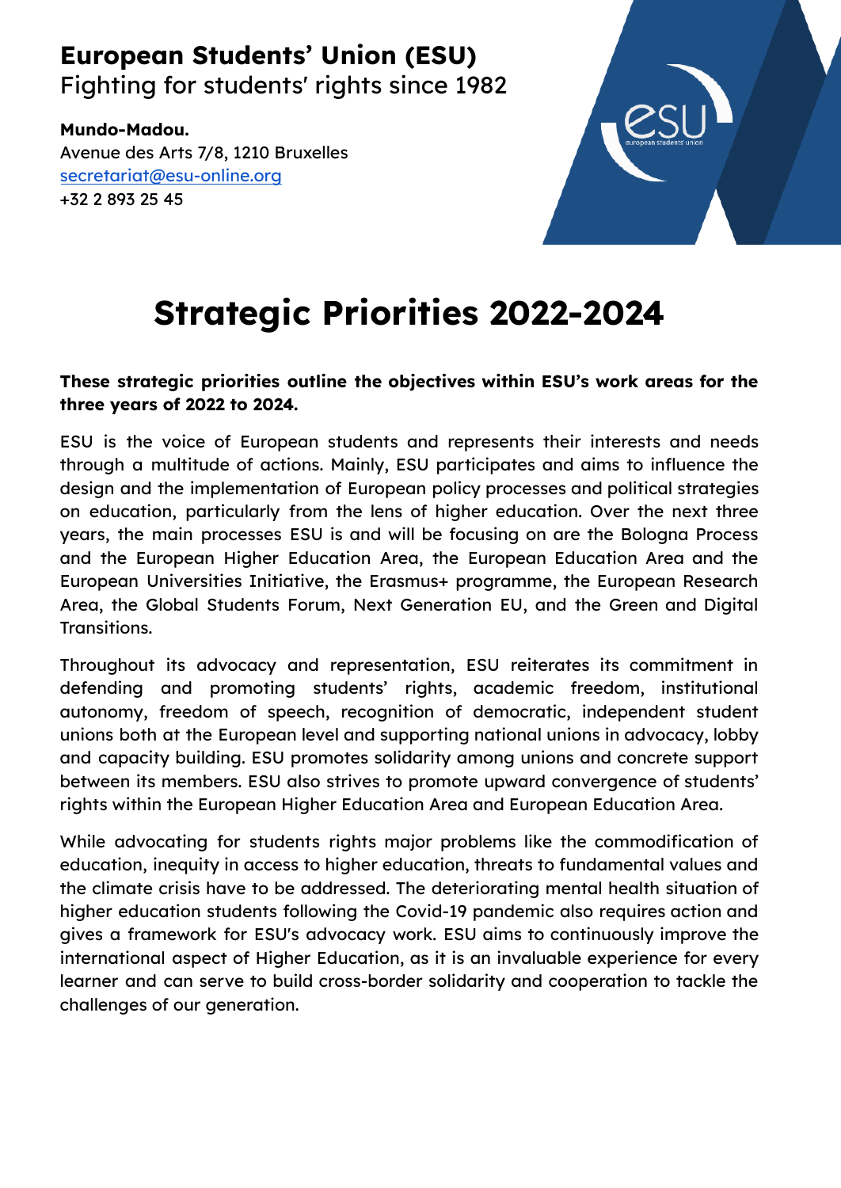**European Students' Union (ESU)**
Fighting for students' rights since 1982

**Mundo-Madou.**
Avenue des Arts 7/8, 1210 Bruxelles
secretariat@esu-online.org
+32 2 893 25 45

# Strategic Priorities 2022-2024

**These strategic priorities outline the objectives within ESU's work areas for the three years of 2022 to 2024.**

ESU is the voice of European students and represents their interests and needs through a multitude of actions. Mainly, ESU participates and aims to influence the design and the implementation of European policy processes and political strategies on education, particularly from the lens of higher education. Over the next three years, the main processes ESU is and will be focusing on are the Bologna Process and the European Higher Education Area, the European Education Area and the European Universities Initiative, the Erasmus+ programme, the European Research Area, the Global Students Forum, Next Generation EU, and the Green and Digital Transitions.

Throughout its advocacy and representation, ESU reiterates its commitment in defending and promoting students' rights, academic freedom, institutional autonomy, freedom of speech, recognition of democratic, independent student unions both at the European level and supporting national unions in advocacy, lobby and capacity building. ESU promotes solidarity among unions and concrete support between its members. ESU also strives to promote upward convergence of students' rights within the European Higher Education Area and European Education Area.

While advocating for students rights major problems like the commodification of education, inequity in access to higher education, threats to fundamental values and the climate crisis have to be addressed. The deteriorating mental health situation of higher education students following the Covid-19 pandemic also requires action and gives a framework for ESU's advocacy work. ESU aims to continuously improve the international aspect of Higher Education, as it is an invaluable experience for every learner and can serve to build cross-border solidarity and cooperation to tackle the challenges of our generation.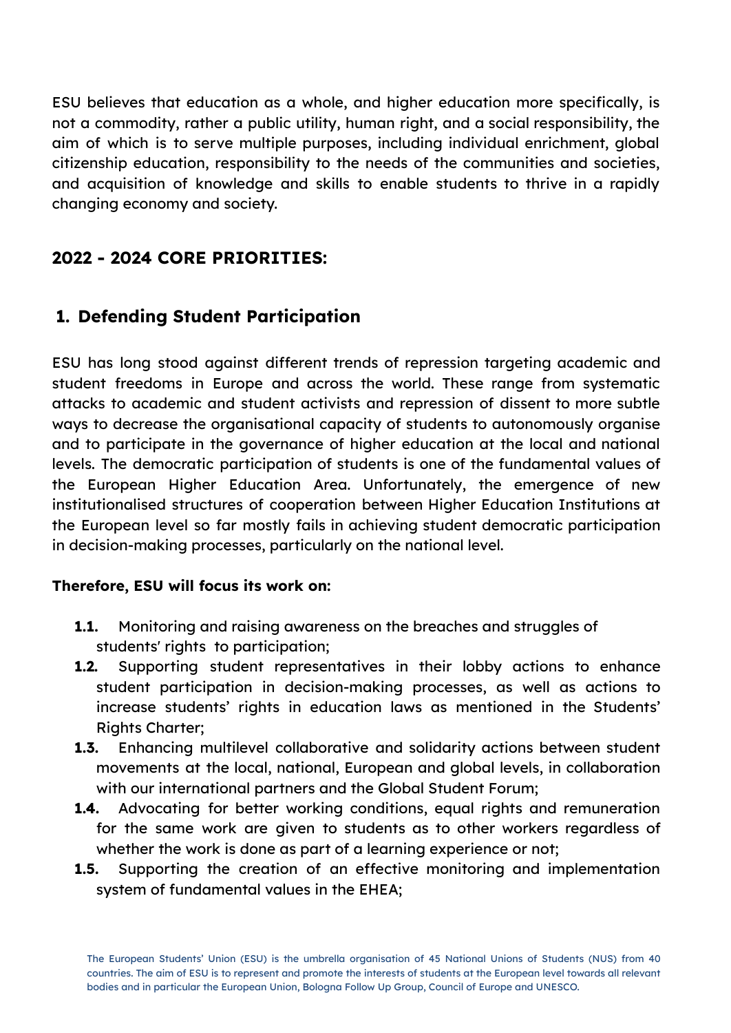ESU believes that education as a whole, and higher education more specifically, is not a commodity, rather a public utility, human right, and a social responsibility, the aim of which is to serve multiple purposes, including individual enrichment, global citizenship education, responsibility to the needs of the communities and societies, and acquisition of knowledge and skills to enable students to thrive in a rapidly changing economy and society.

## 2022 - 2024 CORE PRIORITIES:

## 1. Defending Student Participation

ESU has long stood against different trends of repression targeting academic and student freedoms in Europe and across the world. These range from systematic attacks to academic and student activists and repression of dissent to more subtle ways to decrease the organisational capacity of students to autonomously organise and to participate in the governance of higher education at the local and national levels. The democratic participation of students is one of the fundamental values of the European Higher Education Area. Unfortunately, the emergence of new institutionalised structures of cooperation between Higher Education Institutions at the European level so far mostly fails in achieving student democratic participation in decision-making processes, particularly on the national level.

**Therefore, ESU will focus its work on:**

- **1.1.** Monitoring and raising awareness on the breaches and struggles of students' rights to participation;
- **1.2.** Supporting student representatives in their lobby actions to enhance student participation in decision-making processes, as well as actions to increase students' rights in education laws as mentioned in the Students' Rights Charter;
- **1.3.** Enhancing multilevel collaborative and solidarity actions between student movements at the local, national, European and global levels, in collaboration with our international partners and the Global Student Forum;
- **1.4.** Advocating for better working conditions, equal rights and remuneration for the same work are given to students as to other workers regardless of whether the work is done as part of a learning experience or not;
- **1.5.** Supporting the creation of an effective monitoring and implementation system of fundamental values in the EHEA;

The European Students' Union (ESU) is the umbrella organisation of 45 National Unions of Students (NUS) from 40 countries. The aim of ESU is to represent and promote the interests of students at the European level towards all relevant bodies and in particular the European Union, Bologna Follow Up Group, Council of Europe and UNESCO.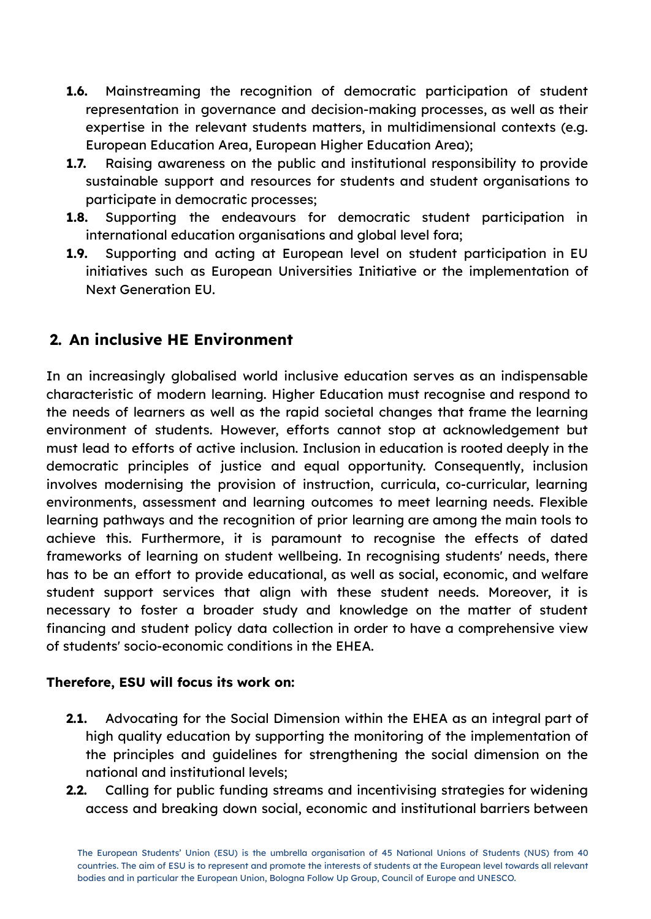- **1.6.** Mainstreaming the recognition of democratic participation of student representation in governance and decision-making processes, as well as their expertise in the relevant students matters, in multidimensional contexts (e.g. European Education Area, European Higher Education Area);
- **1.7.** Raising awareness on the public and institutional responsibility to provide sustainable support and resources for students and student organisations to participate in democratic processes;
- **1.8.** Supporting the endeavours for democratic student participation in international education organisations and global level fora;
- **1.9.** Supporting and acting at European level on student participation in EU initiatives such as European Universities Initiative or the implementation of Next Generation EU.

## 2. An inclusive HE Environment

In an increasingly globalised world inclusive education serves as an indispensable characteristic of modern learning. Higher Education must recognise and respond to the needs of learners as well as the rapid societal changes that frame the learning environment of students. However, efforts cannot stop at acknowledgement but must lead to efforts of active inclusion. Inclusion in education is rooted deeply in the democratic principles of justice and equal opportunity. Consequently, inclusion involves modernising the provision of instruction, curricula, co-curricular, learning environments, assessment and learning outcomes to meet learning needs. Flexible learning pathways and the recognition of prior learning are among the main tools to achieve this. Furthermore, it is paramount to recognise the effects of dated frameworks of learning on student wellbeing. In recognising students' needs, there has to be an effort to provide educational, as well as social, economic, and welfare student support services that align with these student needs. Moreover, it is necessary to foster a broader study and knowledge on the matter of student financing and student policy data collection in order to have a comprehensive view of students' socio-economic conditions in the EHEA.

**Therefore, ESU will focus its work on:**

- **2.1.** Advocating for the Social Dimension within the EHEA as an integral part of high quality education by supporting the monitoring of the implementation of the principles and guidelines for strengthening the social dimension on the national and institutional levels;
- **2.2.** Calling for public funding streams and incentivising strategies for widening access and breaking down social, economic and institutional barriers between

The European Students' Union (ESU) is the umbrella organisation of 45 National Unions of Students (NUS) from 40 countries. The aim of ESU is to represent and promote the interests of students at the European level towards all relevant bodies and in particular the European Union, Bologna Follow Up Group, Council of Europe and UNESCO.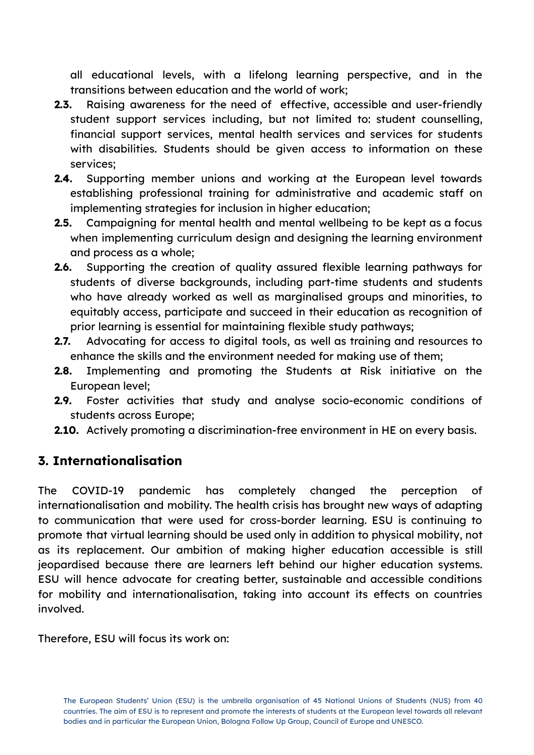all educational levels, with a lifelong learning perspective, and in the transitions between education and the world of work;

- **2.3.** Raising awareness for the need of effective, accessible and user-friendly student support services including, but not limited to: student counselling, financial support services, mental health services and services for students with disabilities. Students should be given access to information on these services;
- **2.4.** Supporting member unions and working at the European level towards establishing professional training for administrative and academic staff on implementing strategies for inclusion in higher education;
- **2.5.** Campaigning for mental health and mental wellbeing to be kept as a focus when implementing curriculum design and designing the learning environment and process as a whole;
- **2.6.** Supporting the creation of quality assured flexible learning pathways for students of diverse backgrounds, including part-time students and students who have already worked as well as marginalised groups and minorities, to equitably access, participate and succeed in their education as recognition of prior learning is essential for maintaining flexible study pathways;
- **2.7.** Advocating for access to digital tools, as well as training and resources to enhance the skills and the environment needed for making use of them;
- **2.8.** Implementing and promoting the Students at Risk initiative on the European level;
- **2.9.** Foster activities that study and analyse socio-economic conditions of students across Europe;
- **2.10.** Actively promoting a discrimination-free environment in HE on every basis.

## 3. Internationalisation

The COVID-19 pandemic has completely changed the perception of internationalisation and mobility. The health crisis has brought new ways of adapting to communication that were used for cross-border learning. ESU is continuing to promote that virtual learning should be used only in addition to physical mobility, not as its replacement. Our ambition of making higher education accessible is still jeopardised because there are learners left behind our higher education systems. ESU will hence advocate for creating better, sustainable and accessible conditions for mobility and internationalisation, taking into account its effects on countries involved.

Therefore, ESU will focus its work on: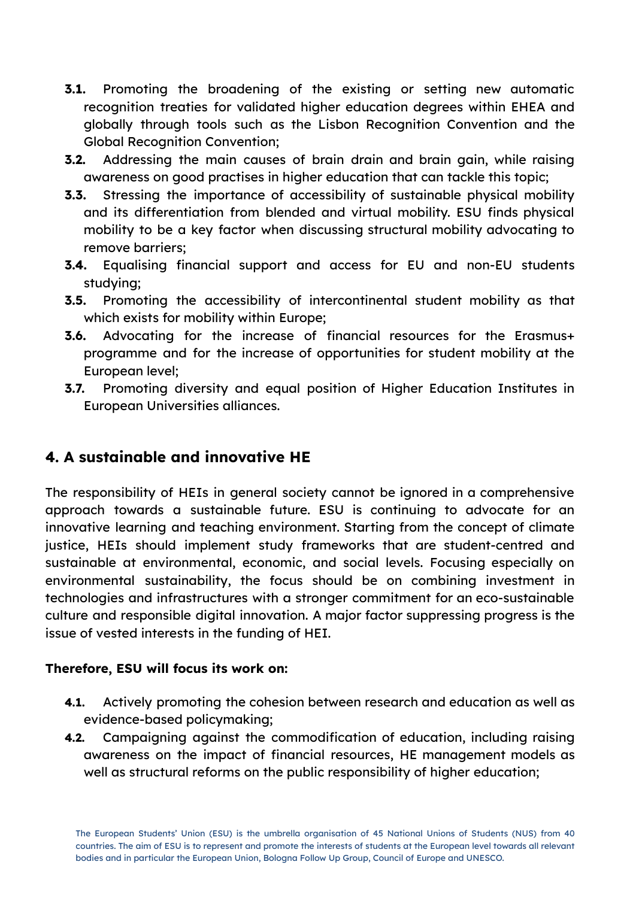- **3.1.** Promoting the broadening of the existing or setting new automatic recognition treaties for validated higher education degrees within EHEA and globally through tools such as the Lisbon Recognition Convention and the Global Recognition Convention;
- **3.2.** Addressing the main causes of brain drain and brain gain, while raising awareness on good practises in higher education that can tackle this topic;
- **3.3.** Stressing the importance of accessibility of sustainable physical mobility and its differentiation from blended and virtual mobility. ESU finds physical mobility to be a key factor when discussing structural mobility advocating to remove barriers;
- **3.4.** Equalising financial support and access for EU and non-EU students studying;
- **3.5.** Promoting the accessibility of intercontinental student mobility as that which exists for mobility within Europe;
- **3.6.** Advocating for the increase of financial resources for the Erasmus+ programme and for the increase of opportunities for student mobility at the European level;
- **3.7.** Promoting diversity and equal position of Higher Education Institutes in European Universities alliances.

## 4. A sustainable and innovative HE

The responsibility of HEIs in general society cannot be ignored in a comprehensive approach towards a sustainable future. ESU is continuing to advocate for an innovative learning and teaching environment. Starting from the concept of climate justice, HEIs should implement study frameworks that are student-centred and sustainable at environmental, economic, and social levels. Focusing especially on environmental sustainability, the focus should be on combining investment in technologies and infrastructures with a stronger commitment for an eco-sustainable culture and responsible digital innovation. A major factor suppressing progress is the issue of vested interests in the funding of HEI.

**Therefore, ESU will focus its work on:**

- **4.1.** Actively promoting the cohesion between research and education as well as evidence-based policymaking;
- **4.2.** Campaigning against the commodification of education, including raising awareness on the impact of financial resources, HE management models as well as structural reforms on the public responsibility of higher education;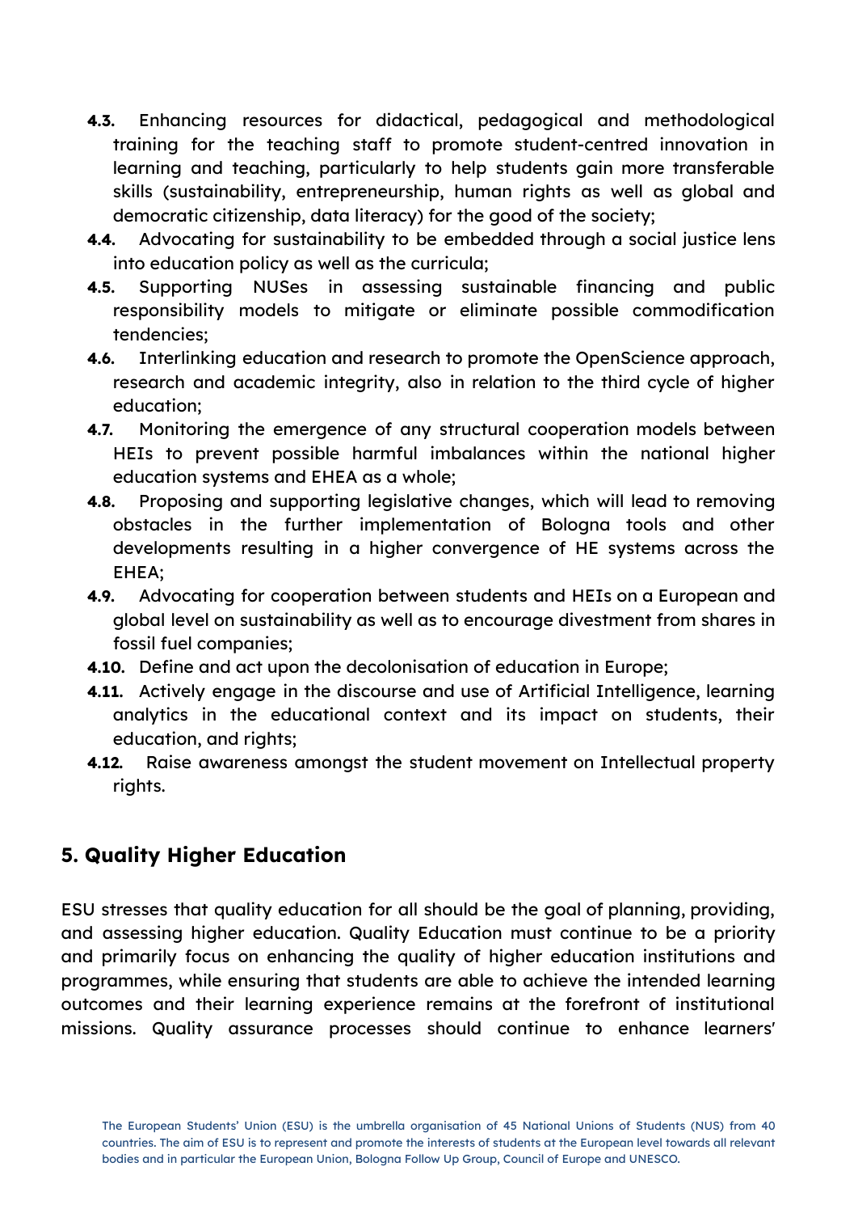**4.3.** Enhancing resources for didactical, pedagogical and methodological training for the teaching staff to promote student-centred innovation in learning and teaching, particularly to help students gain more transferable skills (sustainability, entrepreneurship, human rights as well as global and democratic citizenship, data literacy) for the good of the society;

**4.4.** Advocating for sustainability to be embedded through a social justice lens into education policy as well as the curricula;

**4.5.** Supporting NUSes in assessing sustainable financing and public responsibility models to mitigate or eliminate possible commodification tendencies;

**4.6.** Interlinking education and research to promote the OpenScience approach, research and academic integrity, also in relation to the third cycle of higher education;

**4.7.** Monitoring the emergence of any structural cooperation models between HEIs to prevent possible harmful imbalances within the national higher education systems and EHEA as a whole;

**4.8.** Proposing and supporting legislative changes, which will lead to removing obstacles in the further implementation of Bologna tools and other developments resulting in a higher convergence of HE systems across the EHEA;

**4.9.** Advocating for cooperation between students and HEIs on a European and global level on sustainability as well as to encourage divestment from shares in fossil fuel companies;

**4.10.** Define and act upon the decolonisation of education in Europe;

**4.11.** Actively engage in the discourse and use of Artificial Intelligence, learning analytics in the educational context and its impact on students, their education, and rights;

**4.12.** Raise awareness amongst the student movement on Intellectual property rights.

## 5. Quality Higher Education

ESU stresses that quality education for all should be the goal of planning, providing, and assessing higher education. Quality Education must continue to be a priority and primarily focus on enhancing the quality of higher education institutions and programmes, while ensuring that students are able to achieve the intended learning outcomes and their learning experience remains at the forefront of institutional missions. Quality assurance processes should continue to enhance learners'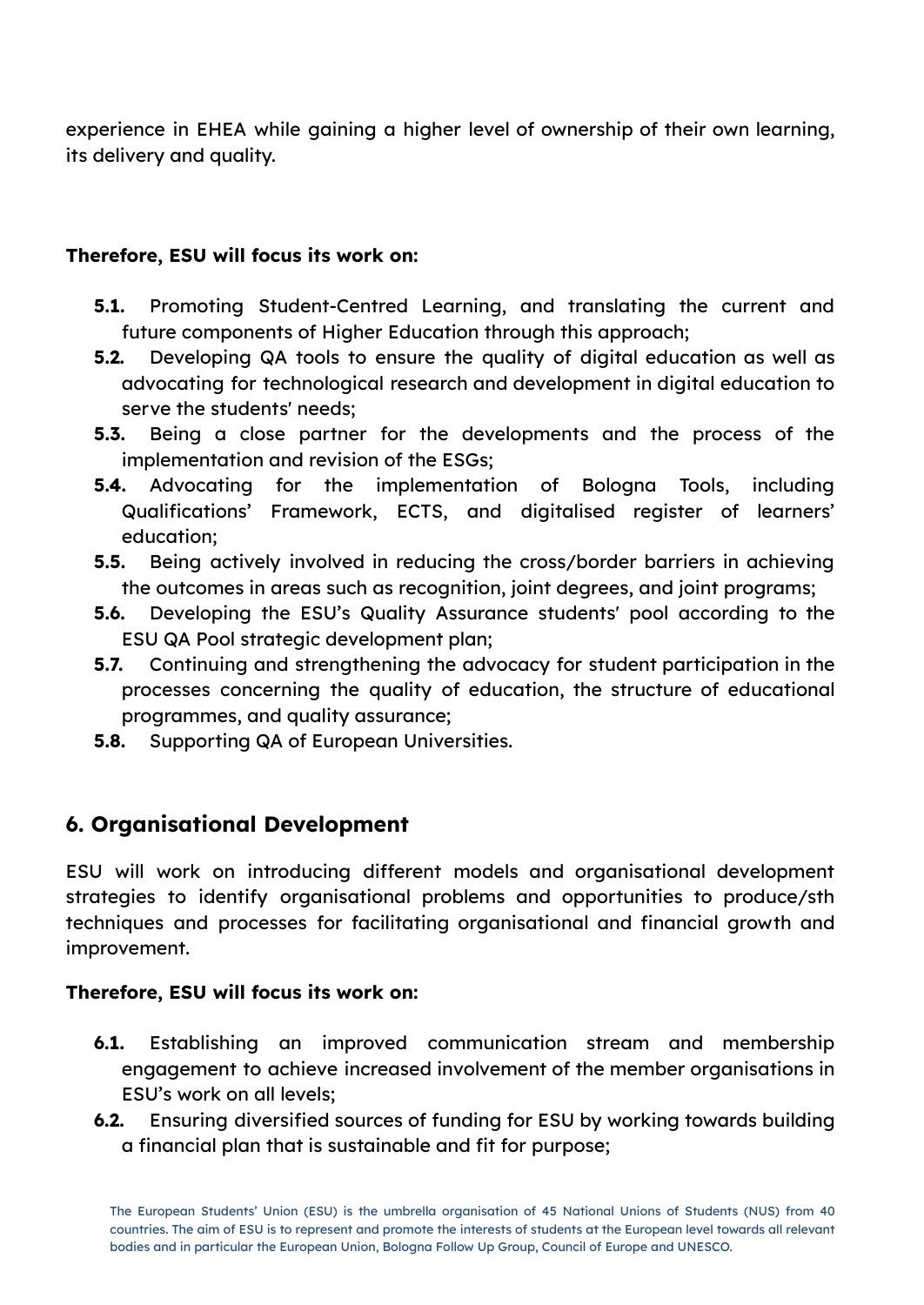experience in EHEA while gaining a higher level of ownership of their own learning, its delivery and quality.

**Therefore, ESU will focus its work on:**

- **5.1.** Promoting Student-Centred Learning, and translating the current and future components of Higher Education through this approach;
- **5.2.** Developing QA tools to ensure the quality of digital education as well as advocating for technological research and development in digital education to serve the students' needs;
- **5.3.** Being a close partner for the developments and the process of the implementation and revision of the ESGs;
- **5.4.** Advocating for the implementation of Bologna Tools, including Qualifications' Framework, ECTS, and digitalised register of learners' education;
- **5.5.** Being actively involved in reducing the cross/border barriers in achieving the outcomes in areas such as recognition, joint degrees, and joint programs;
- **5.6.** Developing the ESU's Quality Assurance students' pool according to the ESU QA Pool strategic development plan;
- **5.7.** Continuing and strengthening the advocacy for student participation in the processes concerning the quality of education, the structure of educational programmes, and quality assurance;
- **5.8.** Supporting QA of European Universities.

## 6. Organisational Development

ESU will work on introducing different models and organisational development strategies to identify organisational problems and opportunities to produce/sth techniques and processes for facilitating organisational and financial growth and improvement.

**Therefore, ESU will focus its work on:**

- **6.1.** Establishing an improved communication stream and membership engagement to achieve increased involvement of the member organisations in ESU's work on all levels;
- **6.2.** Ensuring diversified sources of funding for ESU by working towards building a financial plan that is sustainable and fit for purpose;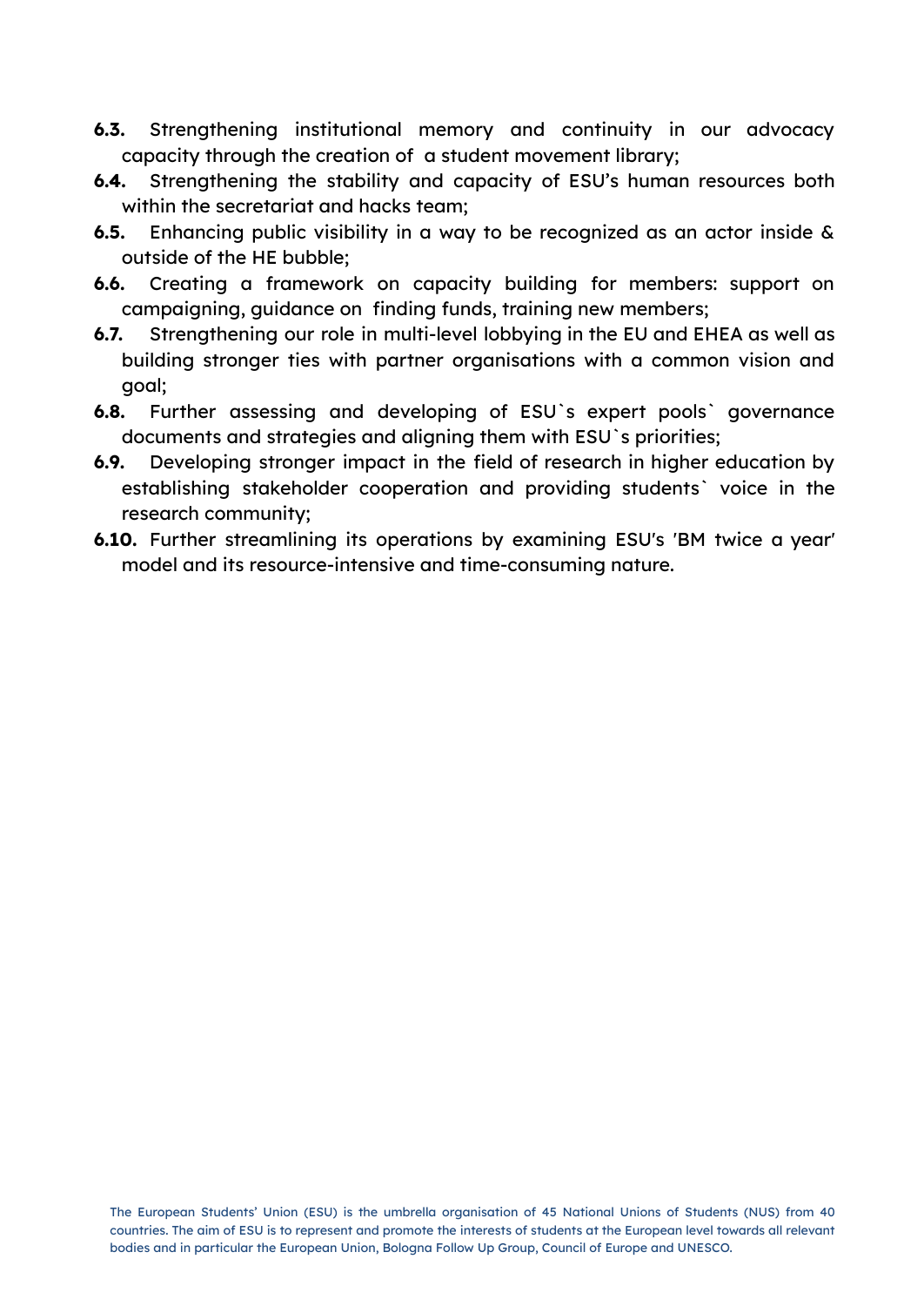- **6.3.** Strengthening institutional memory and continuity in our advocacy capacity through the creation of a student movement library;
- **6.4.** Strengthening the stability and capacity of ESU's human resources both within the secretariat and hacks team;
- **6.5.** Enhancing public visibility in a way to be recognized as an actor inside & outside of the HE bubble;
- **6.6.** Creating a framework on capacity building for members: support on campaigning, guidance on finding funds, training new members;
- **6.7.** Strengthening our role in multi-level lobbying in the EU and EHEA as well as building stronger ties with partner organisations with a common vision and goal;
- **6.8.** Further assessing and developing of ESU`s expert pools` governance documents and strategies and aligning them with ESU`s priorities;
- **6.9.** Developing stronger impact in the field of research in higher education by establishing stakeholder cooperation and providing students` voice in the research community;
- **6.10.** Further streamlining its operations by examining ESU's 'BM twice a year' model and its resource-intensive and time-consuming nature.